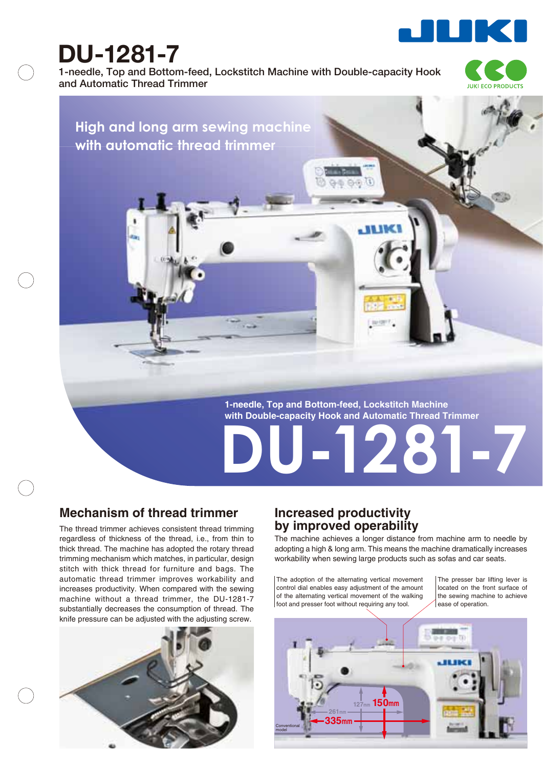# DU-1281-7

1-needle, Top and Bottom-feed, Lockstitch Machine with Double-capacity Hook and Automatic Thread Trimmer

JUKI ECO PRODUCTS

## High and long arm sewing machine with automatic thread trimmer

1-needle, Top and Bottom-feed, Lockstitch Machine with Double-capacity Hook and Automatic Thread Trimmer

# DU-1281-7

## Mechanism of thread trimmer

The thread trimmer achieves consistent thread trimming regardless of thickness of the thread, i.e., from thin to thick thread. The machine has adopted the rotary thread trimming mechanism which matches, in particular, design stitch with thick thread for furniture and bags. The automatic thread trimmer improves workability and increases productivity. When compared with the sewing machine without a thread trimmer, the DU-1281-7 substantially decreases the consumption of thread. The knife pressure can be adjusted with the adjusting screw.

## Increased productivity by improved operability

The machine achieves a longer distance from machine arm to needle by adopting a high & long arm. This means the machine dramatically increases workability when sewing large products such as sofas and car seats.

The adoption of the alternating vertical movement control dial enables easy adjustment of the amount of the alternating vertical movement of the walking foot and presser foot without requiring any tool.

The presser bar lifting lever is located on the front surface of the sewing machine to achieve ease of operation.

127mm 150mm

261mm 335mm

Conventional model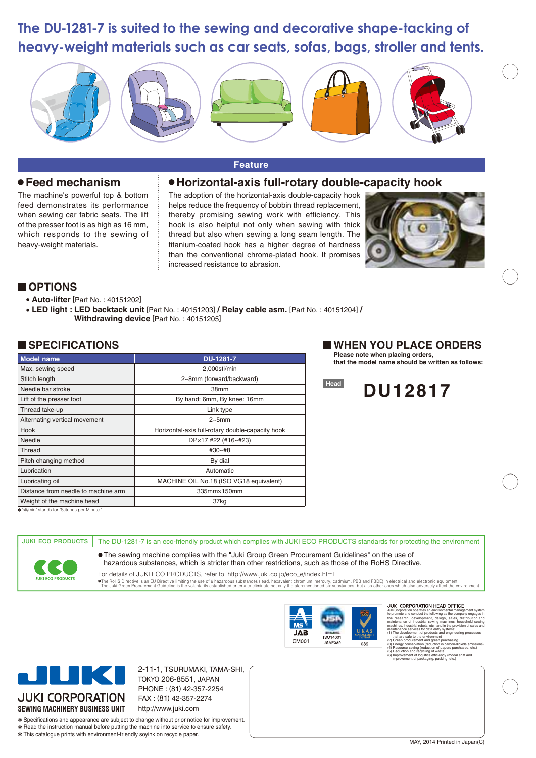# The DU-1281-7 is suited to the sewing and decorative shape-tacking of heavy-weight materials such as car seats, sofas, bags, stroller and tents.

## Feature

### ● Feed mechanism

The machine's powerful top & bottom feed demonstrates its performance when sewing car fabric seats. The lift of the presser foot is as high as 16 mm, which responds to the sewing of heavy-weight materials.

### ● Horizontal-axis full-rotary double-capacity hook

The adoption of the horizontal-axis double-capacity hook helps reduce the frequency of bobbin thread replacement, thereby promising sewing work with efficiency. This hook is also helpful not only when sewing with thick thread but also when sewing a long seam length. The titanium-coated hook has a higher degree of hardness than the conventional chrome-plated hook. It promises increased resistance to abrasion.

## OPTIONS

- **Auto-lifter** [Part No. : 40151202]
- **LED light : LED backtack unit** [Part No. : 40151203] **/ Relay cable asm.** [Part No. : 40151204] **/ Withdrawing device** [Part No. : 40151205]

## SPECIFICATIONS

| Model name | DU-1281-7 |
|---|---|
| Max. sewing speed | 2,000sti/min |
| Stitch length | 2~8mm (forward/backward) |
| Needle bar stroke | 38mm |
| Lift of the presser foot | By hand: 6mm, By knee: 16mm |
| Thread take-up | Link type |
| Alternating vertical movement | 2~5mm |
| Hook | Horizontal-axis full-rotary double-capacity hook |
| Needle | DP×17 #22 (#16~#23) |
| Thread | #30~#8 |
| Pitch changing method | By dial |
| Lubrication | Automatic |
| Lubricating oil | MACHINE OIL No.18 (ISO VG18 equivalent) |
| Distance from needle to machine arm | 335mm×150mm |
| Weight of the machine head | 37kg |

∗"sti/min" stands for "Stitches per Minute."

## WHEN YOU PLACE ORDERS

**Please note when placing orders, that the model name should be written as follows:**

Head **DU12817**

---

JUKI ECO PRODUCTS | The DU-1281-7 is an eco-friendly product which complies with JUKI ECO PRODUCTS standards for protecting the environment

JUKI ECO PRODUCTS

- The sewing machine complies with the "Juki Group Green Procurement Guidelines" on the use of hazardous substances, which is stricter than other restrictions, such as those of the RoHS Directive.

For details of JUKI ECO PRODUCTS, refer to: http://www.juki.co.jp/eco_e/index.html

∗The RoHS Directive is an EU Directive limiting the use of 6 hazardous substances (lead, hexavalent chromium, mercury, cadmium, PBB and PBDE) in electrical and electronic equipment. The Juki Green Procurement Guideline is the voluntarily established criteria to eliminate not only the aforementioned six substances, but also other ones which also adversely affect the environment.

MS JAB CM001 | ISO14001 JSAE389 | UKAS MANAGEMENT SYSTEMS 089

**JUKI CORPORATION** HEAD OFFICE
Juki Corporation operates an environmental management system to promote and conduct the following as the company engages in the research, development, design, sales, distribution,and maintenance of industrial sewing machines, household sewing machines, industrial robots, etc., and in the provision of sales and maintenance services for data entry systems:
(1) The development of products and engineering processes that are safe to the environment
(2) Green procurement and green purchasing
(3) Energy conservation (reduction in carbon-dioxide emissions)
(4) Resource saving (reduction of papers purchased, etc.)
(5) Reduction and recycling of waste
(6) Improvement of logistics efficiency (modal shift and improvement of packaging, packing, etc.)

**JUKI**
JUKI CORPORATION
SEWING MACHINERY BUSINESS UNIT

2-11-1, TSURUMAKI, TAMA-SHI,
TOKYO 206-8551, JAPAN
PHONE : (81) 42-357-2254
FAX : (81) 42-357-2274
http://www.juki.com

∗ Specifications and appearance are subject to change without prior notice for improvement.
∗ Read the instruction manual before putting the machine into service to ensure safety.
∗ This catalogue prints with environment-friendly soyink on recycle paper.

MAY, 2014 Printed in Japan(C)